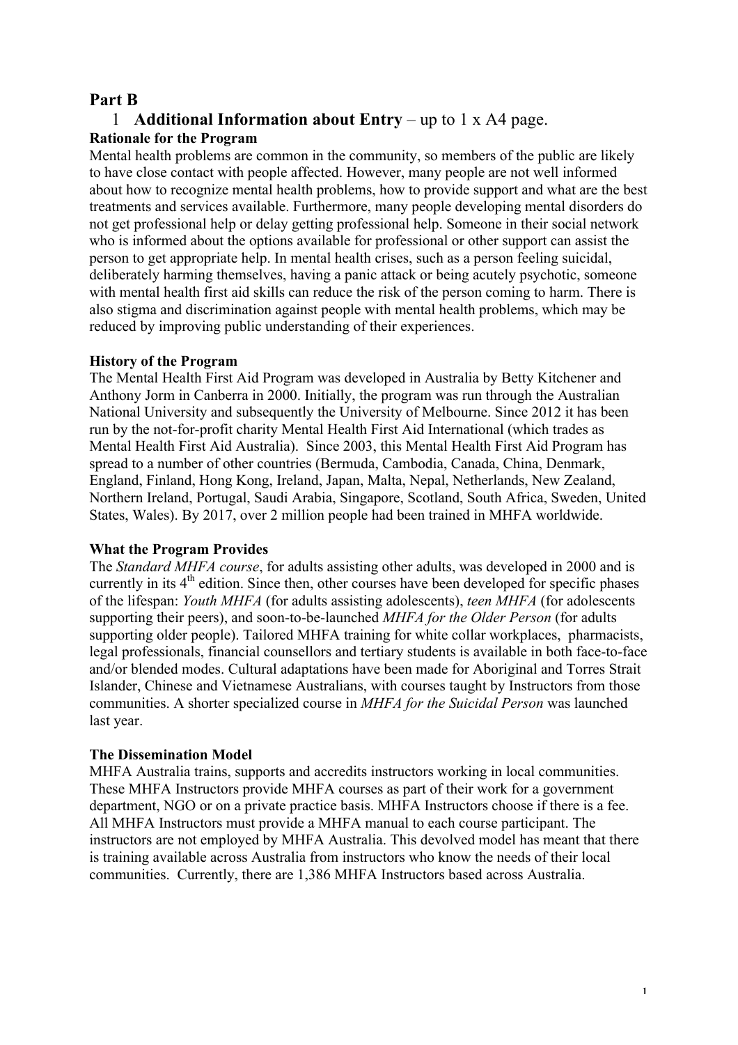## Part B

### 1 Additional Information about Entry – up to 1 x A4 page.

**Rationale for the Program**

Mental health problems are common in the community, so members of the public are likely to have close contact with people affected. However, many people are not well informed about how to recognize mental health problems, how to provide support and what are the best treatments and services available. Furthermore, many people developing mental disorders do not get professional help or delay getting professional help. Someone in their social network who is informed about the options available for professional or other support can assist the person to get appropriate help. In mental health crises, such as a person feeling suicidal, deliberately harming themselves, having a panic attack or being acutely psychotic, someone with mental health first aid skills can reduce the risk of the person coming to harm. There is also stigma and discrimination against people with mental health problems, which may be reduced by improving public understanding of their experiences.

**History of the Program**

The Mental Health First Aid Program was developed in Australia by Betty Kitchener and Anthony Jorm in Canberra in 2000. Initially, the program was run through the Australian National University and subsequently the University of Melbourne. Since 2012 it has been run by the not-for-profit charity Mental Health First Aid International (which trades as Mental Health First Aid Australia). Since 2003, this Mental Health First Aid Program has spread to a number of other countries (Bermuda, Cambodia, Canada, China, Denmark, England, Finland, Hong Kong, Ireland, Japan, Malta, Nepal, Netherlands, New Zealand, Northern Ireland, Portugal, Saudi Arabia, Singapore, Scotland, South Africa, Sweden, United States, Wales). By 2017, over 2 million people had been trained in MHFA worldwide.

**What the Program Provides**

The *Standard MHFA course*, for adults assisting other adults, was developed in 2000 and is currently in its 4th edition. Since then, other courses have been developed for specific phases of the lifespan: *Youth MHFA* (for adults assisting adolescents), *teen MHFA* (for adolescents supporting their peers), and soon-to-be-launched *MHFA for the Older Person* (for adults supporting older people). Tailored MHFA training for white collar workplaces, pharmacists, legal professionals, financial counsellors and tertiary students is available in both face-to-face and/or blended modes. Cultural adaptations have been made for Aboriginal and Torres Strait Islander, Chinese and Vietnamese Australians, with courses taught by Instructors from those communities. A shorter specialized course in *MHFA for the Suicidal Person* was launched last year.

**The Dissemination Model**

MHFA Australia trains, supports and accredits instructors working in local communities. These MHFA Instructors provide MHFA courses as part of their work for a government department, NGO or on a private practice basis. MHFA Instructors choose if there is a fee. All MHFA Instructors must provide a MHFA manual to each course participant. The instructors are not employed by MHFA Australia. This devolved model has meant that there is training available across Australia from instructors who know the needs of their local communities. Currently, there are 1,386 MHFA Instructors based across Australia.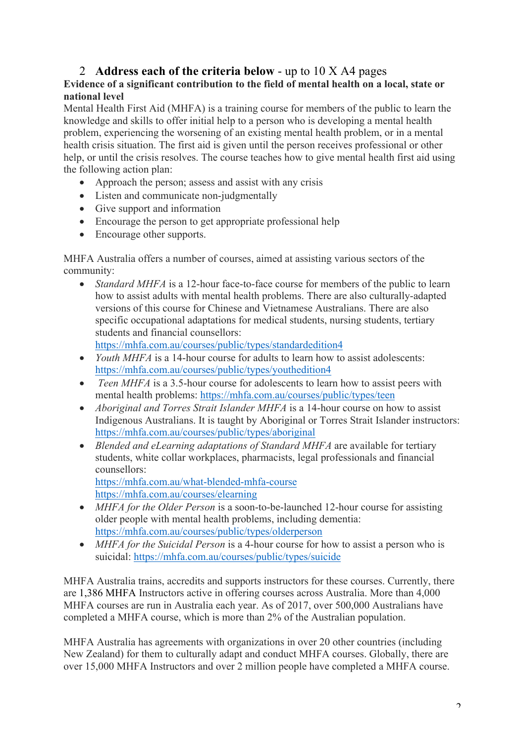## 2 **Address each of the criteria below** - up to 10 X A4 pages

**Evidence of a significant contribution to the field of mental health on a local, state or national level**

Mental Health First Aid (MHFA) is a training course for members of the public to learn the knowledge and skills to offer initial help to a person who is developing a mental health problem, experiencing the worsening of an existing mental health problem, or in a mental health crisis situation. The first aid is given until the person receives professional or other help, or until the crisis resolves. The course teaches how to give mental health first aid using the following action plan:

- Approach the person; assess and assist with any crisis
- Listen and communicate non-judgmentally
- Give support and information
- Encourage the person to get appropriate professional help
- Encourage other supports.

MHFA Australia offers a number of courses, aimed at assisting various sectors of the community:

- *Standard MHFA* is a 12-hour face-to-face course for members of the public to learn how to assist adults with mental health problems. There are also culturally-adapted versions of this course for Chinese and Vietnamese Australians. There are also specific occupational adaptations for medical students, nursing students, tertiary students and financial counsellors: https://mhfa.com.au/courses/public/types/standardedition4
- *Youth MHFA* is a 14-hour course for adults to learn how to assist adolescents: https://mhfa.com.au/courses/public/types/youthedition4
- *Teen MHFA* is a 3.5-hour course for adolescents to learn how to assist peers with mental health problems: https://mhfa.com.au/courses/public/types/teen
- *Aboriginal and Torres Strait Islander MHFA* is a 14-hour course on how to assist Indigenous Australians. It is taught by Aboriginal or Torres Strait Islander instructors: https://mhfa.com.au/courses/public/types/aboriginal
- *Blended and eLearning adaptations of Standard MHFA* are available for tertiary students, white collar workplaces, pharmacists, legal professionals and financial counsellors: https://mhfa.com.au/what-blended-mhfa-course https://mhfa.com.au/courses/elearning
- *MHFA for the Older Person* is a soon-to-be-launched 12-hour course for assisting older people with mental health problems, including dementia: https://mhfa.com.au/courses/public/types/olderperson
- *MHFA for the Suicidal Person* is a 4-hour course for how to assist a person who is suicidal: https://mhfa.com.au/courses/public/types/suicide

MHFA Australia trains, accredits and supports instructors for these courses. Currently, there are 1,386 MHFA Instructors active in offering courses across Australia. More than 4,000 MHFA courses are run in Australia each year. As of 2017, over 500,000 Australians have completed a MHFA course, which is more than 2% of the Australian population.

MHFA Australia has agreements with organizations in over 20 other countries (including New Zealand) for them to culturally adapt and conduct MHFA courses. Globally, there are over 15,000 MHFA Instructors and over 2 million people have completed a MHFA course.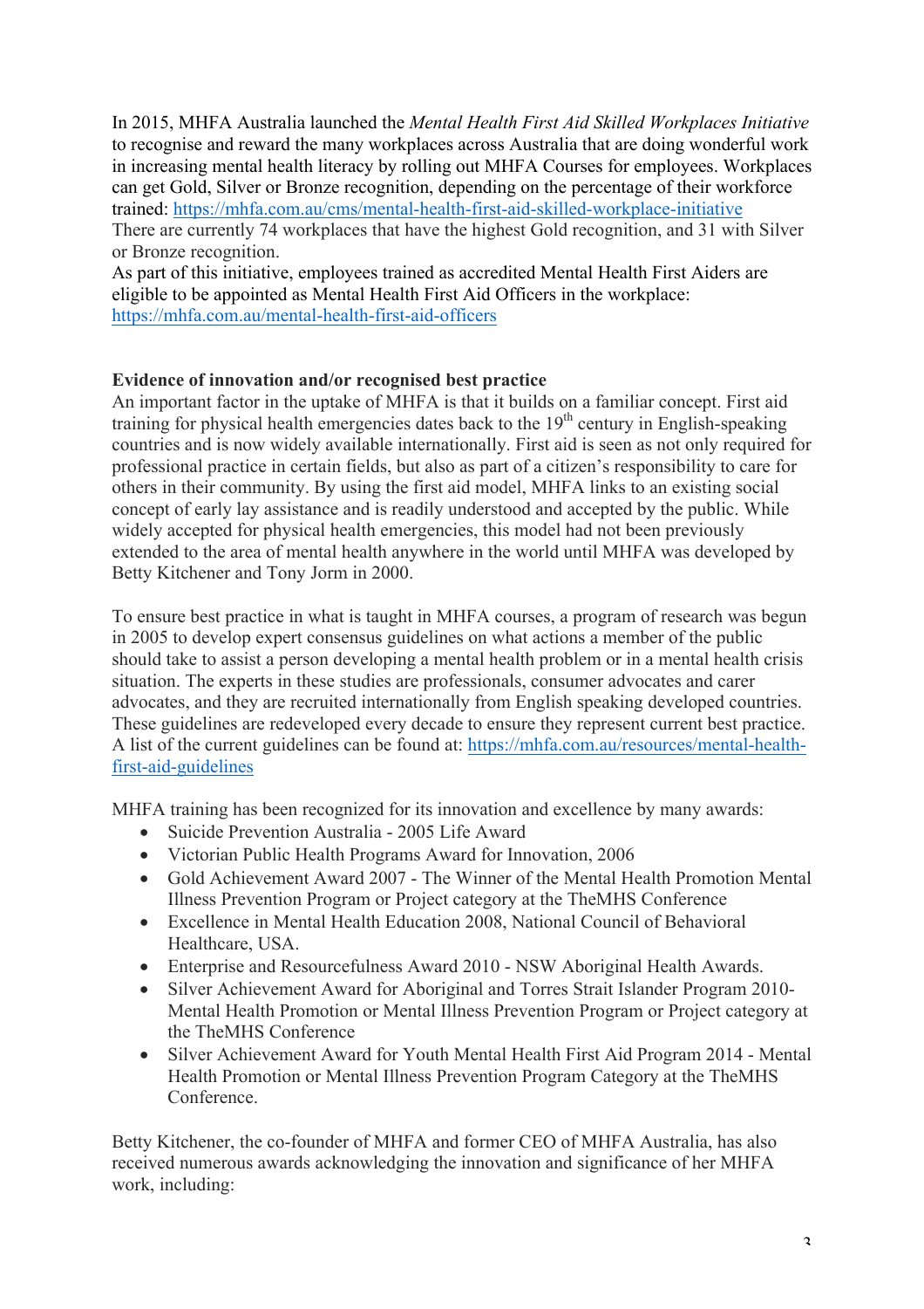In 2015, MHFA Australia launched the *Mental Health First Aid Skilled Workplaces Initiative* to recognise and reward the many workplaces across Australia that are doing wonderful work in increasing mental health literacy by rolling out MHFA Courses for employees. Workplaces can get Gold, Silver or Bronze recognition, depending on the percentage of their workforce trained: https://mhfa.com.au/cms/mental-health-first-aid-skilled-workplace-initiative
There are currently 74 workplaces that have the highest Gold recognition, and 31 with Silver or Bronze recognition.
As part of this initiative, employees trained as accredited Mental Health First Aiders are eligible to be appointed as Mental Health First Aid Officers in the workplace: https://mhfa.com.au/mental-health-first-aid-officers

**Evidence of innovation and/or recognised best practice**

An important factor in the uptake of MHFA is that it builds on a familiar concept. First aid training for physical health emergencies dates back to the 19th century in English-speaking countries and is now widely available internationally. First aid is seen as not only required for professional practice in certain fields, but also as part of a citizen's responsibility to care for others in their community. By using the first aid model, MHFA links to an existing social concept of early lay assistance and is readily understood and accepted by the public. While widely accepted for physical health emergencies, this model had not been previously extended to the area of mental health anywhere in the world until MHFA was developed by Betty Kitchener and Tony Jorm in 2000.

To ensure best practice in what is taught in MHFA courses, a program of research was begun in 2005 to develop expert consensus guidelines on what actions a member of the public should take to assist a person developing a mental health problem or in a mental health crisis situation. The experts in these studies are professionals, consumer advocates and carer advocates, and they are recruited internationally from English speaking developed countries. These guidelines are redeveloped every decade to ensure they represent current best practice. A list of the current guidelines can be found at: https://mhfa.com.au/resources/mental-health-first-aid-guidelines

MHFA training has been recognized for its innovation and excellence by many awards:

- Suicide Prevention Australia - 2005 Life Award
- Victorian Public Health Programs Award for Innovation, 2006
- Gold Achievement Award 2007 - The Winner of the Mental Health Promotion Mental Illness Prevention Program or Project category at the TheMHS Conference
- Excellence in Mental Health Education 2008, National Council of Behavioral Healthcare, USA.
- Enterprise and Resourcefulness Award 2010 - NSW Aboriginal Health Awards.
- Silver Achievement Award for Aboriginal and Torres Strait Islander Program 2010- Mental Health Promotion or Mental Illness Prevention Program or Project category at the TheMHS Conference
- Silver Achievement Award for Youth Mental Health First Aid Program 2014 - Mental Health Promotion or Mental Illness Prevention Program Category at the TheMHS Conference.

Betty Kitchener, the co-founder of MHFA and former CEO of MHFA Australia, has also received numerous awards acknowledging the innovation and significance of her MHFA work, including: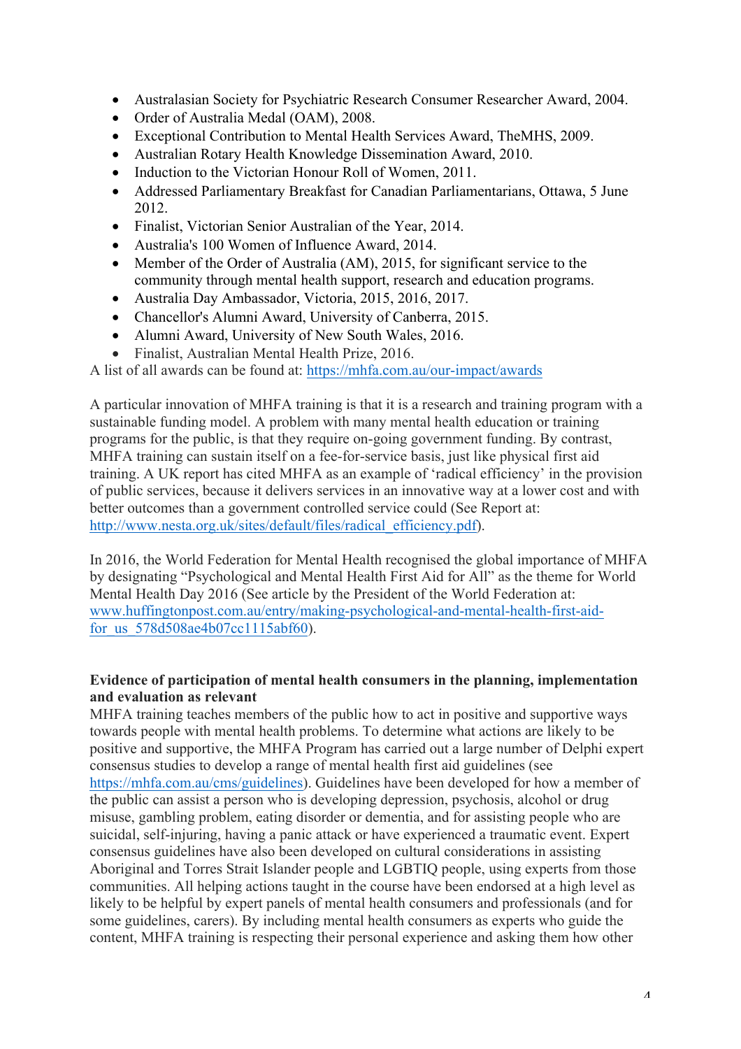- Australasian Society for Psychiatric Research Consumer Researcher Award, 2004.
- Order of Australia Medal (OAM), 2008.
- Exceptional Contribution to Mental Health Services Award, TheMHS, 2009.
- Australian Rotary Health Knowledge Dissemination Award, 2010.
- Induction to the Victorian Honour Roll of Women, 2011.
- Addressed Parliamentary Breakfast for Canadian Parliamentarians, Ottawa, 5 June 2012.
- Finalist, Victorian Senior Australian of the Year, 2014.
- Australia's 100 Women of Influence Award, 2014.
- Member of the Order of Australia (AM), 2015, for significant service to the community through mental health support, research and education programs.
- Australia Day Ambassador, Victoria, 2015, 2016, 2017.
- Chancellor's Alumni Award, University of Canberra, 2015.
- Alumni Award, University of New South Wales, 2016.
- Finalist, Australian Mental Health Prize, 2016.

A list of all awards can be found at: https://mhfa.com.au/our-impact/awards

A particular innovation of MHFA training is that it is a research and training program with a sustainable funding model. A problem with many mental health education or training programs for the public, is that they require on-going government funding. By contrast, MHFA training can sustain itself on a fee-for-service basis, just like physical first aid training. A UK report has cited MHFA as an example of 'radical efficiency' in the provision of public services, because it delivers services in an innovative way at a lower cost and with better outcomes than a government controlled service could (See Report at: http://www.nesta.org.uk/sites/default/files/radical_efficiency.pdf).

In 2016, the World Federation for Mental Health recognised the global importance of MHFA by designating "Psychological and Mental Health First Aid for All" as the theme for World Mental Health Day 2016 (See article by the President of the World Federation at: www.huffingtonpost.com.au/entry/making-psychological-and-mental-health-first-aid-for_us_578d508ae4b07cc1115abf60).

**Evidence of participation of mental health consumers in the planning, implementation and evaluation as relevant**

MHFA training teaches members of the public how to act in positive and supportive ways towards people with mental health problems. To determine what actions are likely to be positive and supportive, the MHFA Program has carried out a large number of Delphi expert consensus studies to develop a range of mental health first aid guidelines (see https://mhfa.com.au/cms/guidelines). Guidelines have been developed for how a member of the public can assist a person who is developing depression, psychosis, alcohol or drug misuse, gambling problem, eating disorder or dementia, and for assisting people who are suicidal, self-injuring, having a panic attack or have experienced a traumatic event. Expert consensus guidelines have also been developed on cultural considerations in assisting Aboriginal and Torres Strait Islander people and LGBTIQ people, using experts from those communities. All helping actions taught in the course have been endorsed at a high level as likely to be helpful by expert panels of mental health consumers and professionals (and for some guidelines, carers). By including mental health consumers as experts who guide the content, MHFA training is respecting their personal experience and asking them how other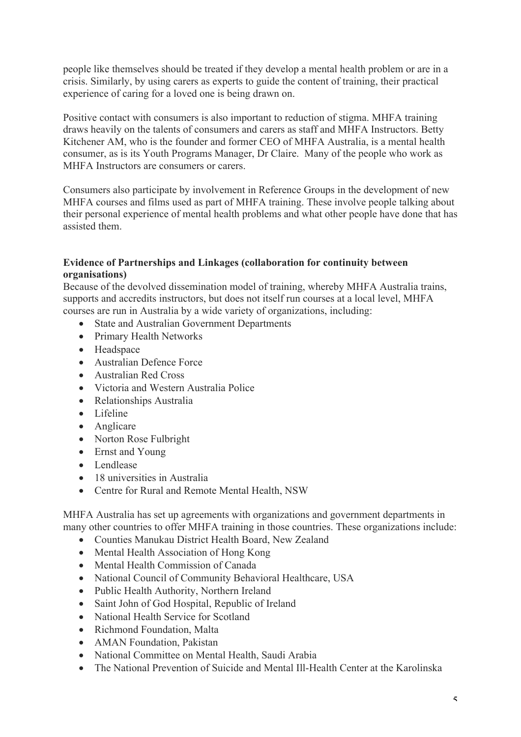people like themselves should be treated if they develop a mental health problem or are in a crisis. Similarly, by using carers as experts to guide the content of training, their practical experience of caring for a loved one is being drawn on.

Positive contact with consumers is also important to reduction of stigma. MHFA training draws heavily on the talents of consumers and carers as staff and MHFA Instructors. Betty Kitchener AM, who is the founder and former CEO of MHFA Australia, is a mental health consumer, as is its Youth Programs Manager, Dr Claire. Many of the people who work as MHFA Instructors are consumers or carers.

Consumers also participate by involvement in Reference Groups in the development of new MHFA courses and films used as part of MHFA training. These involve people talking about their personal experience of mental health problems and what other people have done that has assisted them.

**Evidence of Partnerships and Linkages (collaboration for continuity between organisations)**

Because of the devolved dissemination model of training, whereby MHFA Australia trains, supports and accredits instructors, but does not itself run courses at a local level, MHFA courses are run in Australia by a wide variety of organizations, including:

- State and Australian Government Departments
- Primary Health Networks
- Headspace
- Australian Defence Force
- Australian Red Cross
- Victoria and Western Australia Police
- Relationships Australia
- Lifeline
- Anglicare
- Norton Rose Fulbright
- Ernst and Young
- Lendlease
- 18 universities in Australia
- Centre for Rural and Remote Mental Health, NSW

MHFA Australia has set up agreements with organizations and government departments in many other countries to offer MHFA training in those countries. These organizations include:

- Counties Manukau District Health Board, New Zealand
- Mental Health Association of Hong Kong
- Mental Health Commission of Canada
- National Council of Community Behavioral Healthcare, USA
- Public Health Authority, Northern Ireland
- Saint John of God Hospital, Republic of Ireland
- National Health Service for Scotland
- Richmond Foundation, Malta
- AMAN Foundation, Pakistan
- National Committee on Mental Health, Saudi Arabia
- The National Prevention of Suicide and Mental Ill-Health Center at the Karolinska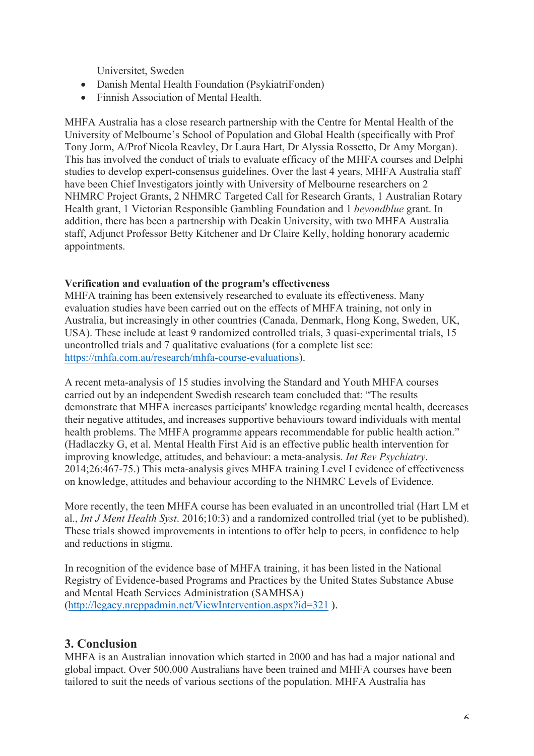Universitet, Sweden

- Danish Mental Health Foundation (PsykiatriFonden)
- Finnish Association of Mental Health.

MHFA Australia has a close research partnership with the Centre for Mental Health of the University of Melbourne's School of Population and Global Health (specifically with Prof Tony Jorm, A/Prof Nicola Reavley, Dr Laura Hart, Dr Alyssia Rossetto, Dr Amy Morgan). This has involved the conduct of trials to evaluate efficacy of the MHFA courses and Delphi studies to develop expert-consensus guidelines. Over the last 4 years, MHFA Australia staff have been Chief Investigators jointly with University of Melbourne researchers on 2 NHMRC Project Grants, 2 NHMRC Targeted Call for Research Grants, 1 Australian Rotary Health grant, 1 Victorian Responsible Gambling Foundation and 1 *beyondblue* grant. In addition, there has been a partnership with Deakin University, with two MHFA Australia staff, Adjunct Professor Betty Kitchener and Dr Claire Kelly, holding honorary academic appointments.

**Verification and evaluation of the program's effectiveness**

MHFA training has been extensively researched to evaluate its effectiveness. Many evaluation studies have been carried out on the effects of MHFA training, not only in Australia, but increasingly in other countries (Canada, Denmark, Hong Kong, Sweden, UK, USA). These include at least 9 randomized controlled trials, 3 quasi-experimental trials, 15 uncontrolled trials and 7 qualitative evaluations (for a complete list see: https://mhfa.com.au/research/mhfa-course-evaluations).

A recent meta-analysis of 15 studies involving the Standard and Youth MHFA courses carried out by an independent Swedish research team concluded that: "The results demonstrate that MHFA increases participants' knowledge regarding mental health, decreases their negative attitudes, and increases supportive behaviours toward individuals with mental health problems. The MHFA programme appears recommendable for public health action." (Hadlaczky G, et al. Mental Health First Aid is an effective public health intervention for improving knowledge, attitudes, and behaviour: a meta-analysis. *Int Rev Psychiatry*. 2014;26:467-75.) This meta-analysis gives MHFA training Level I evidence of effectiveness on knowledge, attitudes and behaviour according to the NHMRC Levels of Evidence.

More recently, the teen MHFA course has been evaluated in an uncontrolled trial (Hart LM et al., *Int J Ment Health Syst*. 2016;10:3) and a randomized controlled trial (yet to be published). These trials showed improvements in intentions to offer help to peers, in confidence to help and reductions in stigma.

In recognition of the evidence base of MHFA training, it has been listed in the National Registry of Evidence-based Programs and Practices by the United States Substance Abuse and Mental Heath Services Administration (SAMHSA) (http://legacy.nreppadmin.net/ViewIntervention.aspx?id=321 ).

## 3. Conclusion

MHFA is an Australian innovation which started in 2000 and has had a major national and global impact. Over 500,000 Australians have been trained and MHFA courses have been tailored to suit the needs of various sections of the population. MHFA Australia has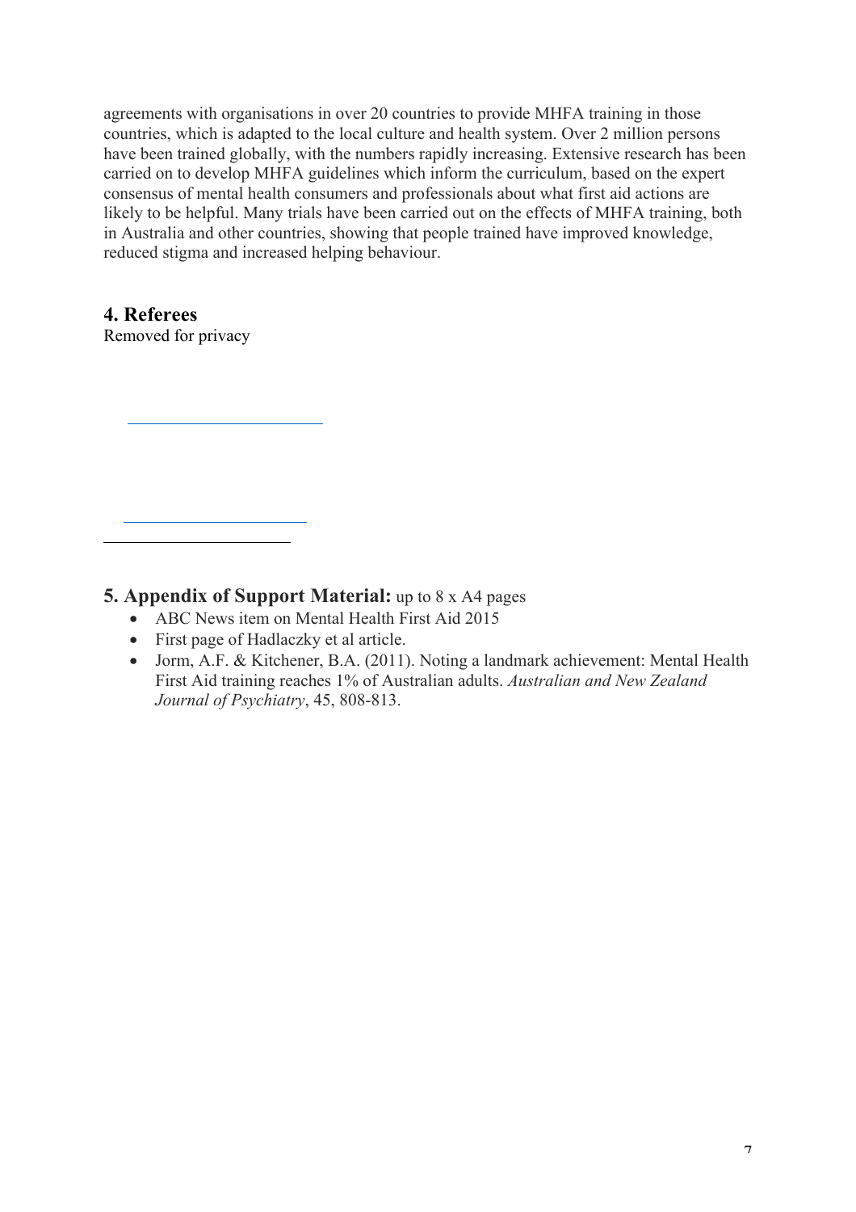agreements with organisations in over 20 countries to provide MHFA training in those countries, which is adapted to the local culture and health system. Over 2 million persons have been trained globally, with the numbers rapidly increasing. Extensive research has been carried on to develop MHFA guidelines which inform the curriculum, based on the expert consensus of mental health consumers and professionals about what first aid actions are likely to be helpful. Many trials have been carried out on the effects of MHFA training, both in Australia and other countries, showing that people trained have improved knowledge, reduced stigma and increased helping behaviour.

## 4. Referees

Removed for privacy

## 5. Appendix of Support Material: up to 8 x A4 pages

- ABC News item on Mental Health First Aid 2015
- First page of Hadlaczky et al article.
- Jorm, A.F. & Kitchener, B.A. (2011). Noting a landmark achievement: Mental Health First Aid training reaches 1% of Australian adults. *Australian and New Zealand Journal of Psychiatry*, 45, 808-813.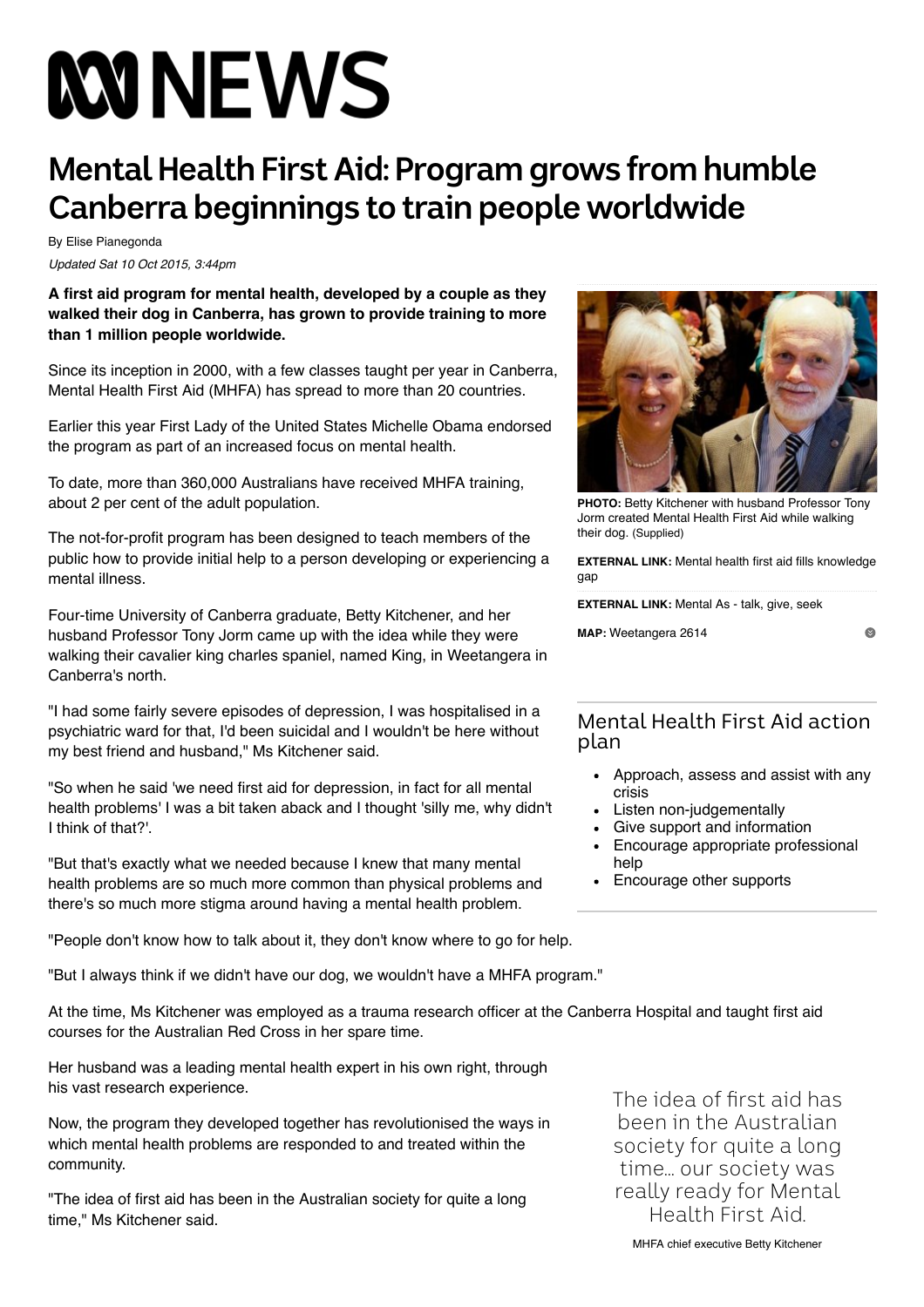# ABC NEWS

# Mental Health First Aid: Program grows from humble Canberra beginnings to train people worldwide

By Elise Pianegonda

*Updated Sat 10 Oct 2015, 3:44pm*

**A first aid program for mental health, developed by a couple as they walked their dog in Canberra, has grown to provide training to more than 1 million people worldwide.**

Since its inception in 2000, with a few classes taught per year in Canberra, Mental Health First Aid (MHFA) has spread to more than 20 countries.

Earlier this year First Lady of the United States Michelle Obama endorsed the program as part of an increased focus on mental health.

To date, more than 360,000 Australians have received MHFA training, about 2 per cent of the adult population.

The not-for-profit program has been designed to teach members of the public how to provide initial help to a person developing or experiencing a mental illness.

Four-time University of Canberra graduate, Betty Kitchener, and her husband Professor Tony Jorm came up with the idea while they were walking their cavalier king charles spaniel, named King, in Weetangera in Canberra's north.

"I had some fairly severe episodes of depression, I was hospitalised in a psychiatric ward for that, I'd been suicidal and I wouldn't be here without my best friend and husband," Ms Kitchener said.

"So when he said 'we need first aid for depression, in fact for all mental health problems' I was a bit taken aback and I thought 'silly me, why didn't I think of that?'.

"But that's exactly what we needed because I knew that many mental health problems are so much more common than physical problems and there's so much more stigma around having a mental health problem.

"People don't know how to talk about it, they don't know where to go for help.

"But I always think if we didn't have our dog, we wouldn't have a MHFA program."

At the time, Ms Kitchener was employed as a trauma research officer at the Canberra Hospital and taught first aid courses for the Australian Red Cross in her spare time.

Her husband was a leading mental health expert in his own right, through his vast research experience.

Now, the program they developed together has revolutionised the ways in which mental health problems are responded to and treated within the community.

"The idea of first aid has been in the Australian society for quite a long time," Ms Kitchener said.

**PHOTO:** Betty Kitchener with husband Professor Tony Jorm created Mental Health First Aid while walking their dog. (Supplied)

**EXTERNAL LINK:** Mental health first aid fills knowledge gap

**EXTERNAL LINK:** Mental As - talk, give, seek

**MAP:** Weetangera 2614

## Mental Health First Aid action plan

- Approach, assess and assist with any crisis
- Listen non-judgementally
- Give support and information
- Encourage appropriate professional help
- Encourage other supports

> The idea of first aid has been in the Australian society for quite a long time... our society was really ready for Mental Health First Aid.
>
> MHFA chief executive Betty Kitchener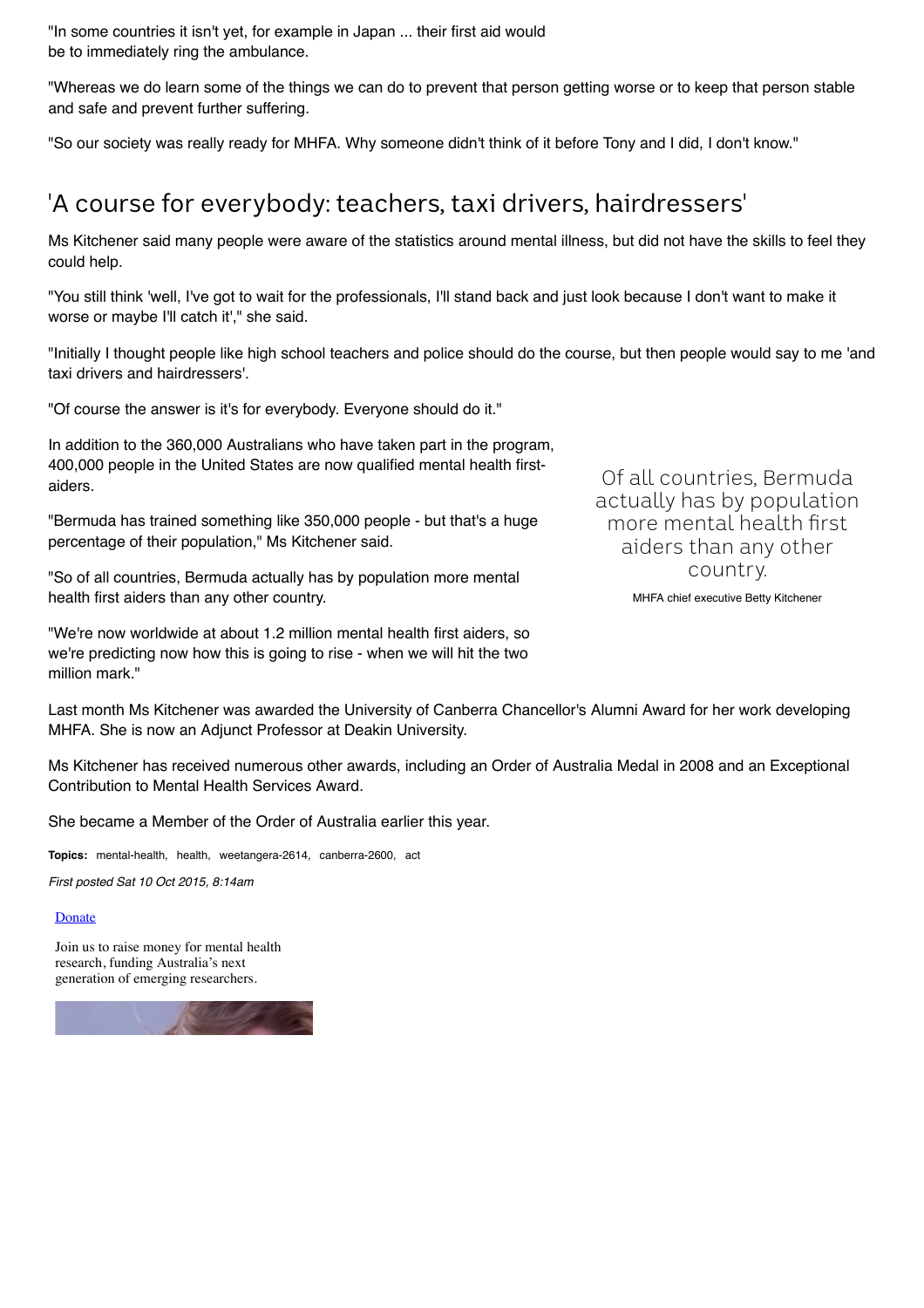"In some countries it isn't yet, for example in Japan ... their first aid would be to immediately ring the ambulance.

"Whereas we do learn some of the things we can do to prevent that person getting worse or to keep that person stable and safe and prevent further suffering.

"So our society was really ready for MHFA. Why someone didn't think of it before Tony and I did, I don't know."

## 'A course for everybody: teachers, taxi drivers, hairdressers'

Ms Kitchener said many people were aware of the statistics around mental illness, but did not have the skills to feel they could help.

"You still think 'well, I've got to wait for the professionals, I'll stand back and just look because I don't want to make it worse or maybe I'll catch it'," she said.

"Initially I thought people like high school teachers and police should do the course, but then people would say to me 'and taxi drivers and hairdressers'.

"Of course the answer is it's for everybody. Everyone should do it."

In addition to the 360,000 Australians who have taken part in the program, 400,000 people in the United States are now qualified mental health first-aiders.

"Bermuda has trained something like 350,000 people - but that's a huge percentage of their population," Ms Kitchener said.

"So of all countries, Bermuda actually has by population more mental health first aiders than any other country.

"We're now worldwide at about 1.2 million mental health first aiders, so we're predicting now how this is going to rise - when we will hit the two million mark."

> Of all countries, Bermuda actually has by population more mental health first aiders than any other country.
>
> MHFA chief executive Betty Kitchener

Last month Ms Kitchener was awarded the University of Canberra Chancellor's Alumni Award for her work developing MHFA. She is now an Adjunct Professor at Deakin University.

Ms Kitchener has received numerous other awards, including an Order of Australia Medal in 2008 and an Exceptional Contribution to Mental Health Services Award.

She became a Member of the Order of Australia earlier this year.

**Topics:** mental-health, health, weetangera-2614, canberra-2600, act

*First posted Sat 10 Oct 2015, 8:14am*

Donate

Join us to raise money for mental health research, funding Australia's next generation of emerging researchers.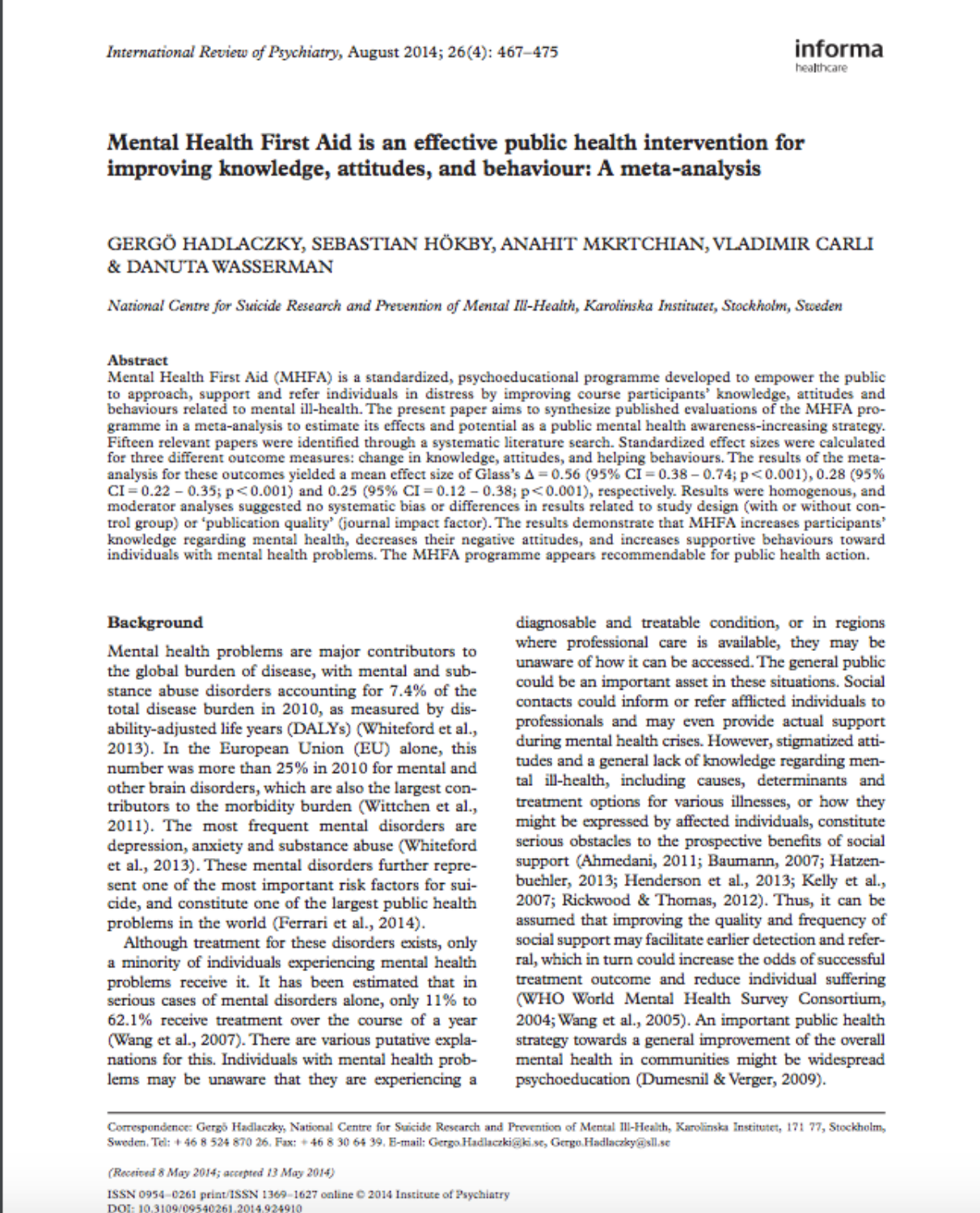# Mental Health First Aid is an effective public health intervention for improving knowledge, attitudes, and behaviour: A meta-analysis

GERGÖ HADLACZKY, SEBASTIAN HÖKBY, ANAHIT MKRTCHIAN, VLADIMIR CARLI & DANUTA WASSERMAN

*National Centre for Suicide Research and Prevention of Mental Ill-Health, Karolinska Institutet, Stockholm, Sweden*

## Abstract

Mental Health First Aid (MHFA) is a standardized, psychoeducational programme developed to empower the public to approach, support and refer individuals in distress by improving course participants' knowledge, attitudes and behaviours related to mental ill-health. The present paper aims to synthesize published evaluations of the MHFA programme in a meta-analysis to estimate its effects and potential as a public mental health awareness-increasing strategy. Fifteen relevant papers were identified through a systematic literature search. Standardized effect sizes were calculated for three different outcome measures: change in knowledge, attitudes, and helping behaviours. The results of the meta-analysis for these outcomes yielded a mean effect size of Glass's $\Delta = 0.56$ (95% CI = 0.38 – 0.74; $p < 0.001$), 0.28 (95% CI = 0.22 – 0.35; $p < 0.001$) and 0.25 (95% CI = 0.12 – 0.38; $p < 0.001$), respectively. Results were homogenous, and moderator analyses suggested no systematic bias or differences in results related to study design (with or without control group) or 'publication quality' (journal impact factor). The results demonstrate that MHFA increases participants' knowledge regarding mental health, decreases their negative attitudes, and increases supportive behaviours toward individuals with mental health problems. The MHFA programme appears recommendable for public health action.

## Background

Mental health problems are major contributors to the global burden of disease, with mental and substance abuse disorders accounting for 7.4% of the total disease burden in 2010, as measured by disability-adjusted life years (DALYs) (Whiteford et al., 2013). In the European Union (EU) alone, this number was more than 25% in 2010 for mental and other brain disorders, which are also the largest contributors to the morbidity burden (Wittchen et al., 2011). The most frequent mental disorders are depression, anxiety and substance abuse (Whiteford et al., 2013). These mental disorders further represent one of the most important risk factors for suicide, and constitute one of the largest public health problems in the world (Ferrari et al., 2014).

Although treatment for these disorders exists, only a minority of individuals experiencing mental health problems receive it. It has been estimated that in serious cases of mental disorders alone, only 11% to 62.1% receive treatment over the course of a year (Wang et al., 2007). There are various putative explanations for this. Individuals with mental health problems may be unaware that they are experiencing a diagnosable and treatable condition, or in regions where professional care is available, they may be unaware of how it can be accessed. The general public could be an important asset in these situations. Social contacts could inform or refer afflicted individuals to professionals and may even provide actual support during mental health crises. However, stigmatized attitudes and a general lack of knowledge regarding mental ill-health, including causes, determinants and treatment options for various illnesses, or how they might be expressed by affected individuals, constitute serious obstacles to the prospective benefits of social support (Ahmedani, 2011; Baumann, 2007; Hatzenbuehler, 2013; Henderson et al., 2013; Kelly et al., 2007; Rickwood & Thomas, 2012). Thus, it can be assumed that improving the quality and frequency of social support may facilitate earlier detection and referral, which in turn could increase the odds of successful treatment outcome and reduce individual suffering (WHO World Mental Health Survey Consortium, 2004; Wang et al., 2005). An important public health strategy towards a general improvement of the overall mental health in communities might be widespread psychoeducation (Dumesnil & Verger, 2009).

Correspondence: Gergö Hadlaczky, National Centre for Suicide Research and Prevention of Mental Ill-Health, Karolinska Institutet, 171 77, Stockholm, Sweden. Tel: + 46 8 524 870 26. Fax: + 46 8 30 64 39. E-mail: Gergo.Hadlaczki@ki.se, Gergo.Hadlaczky@sll.se

*(Received 8 May 2014; accepted 13 May 2014)*

ISSN 0954–0261 print/ISSN 1369–1627 online © 2014 Institute of Psychiatry
DOI: 10.3109/09540261.2014.924910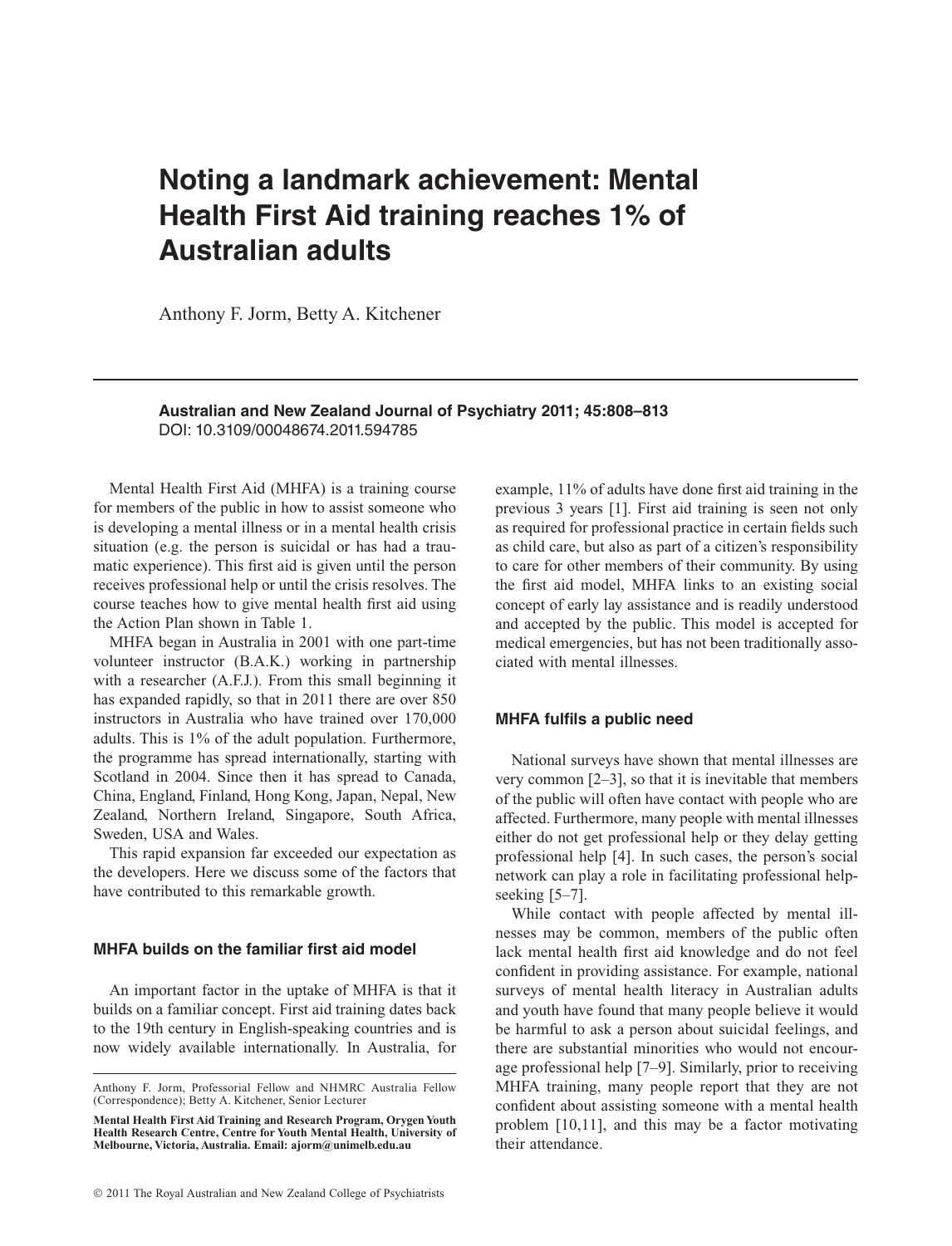# Noting a landmark achievement: Mental Health First Aid training reaches 1% of Australian adults

Anthony F. Jorm, Betty A. Kitchener

**Australian and New Zealand Journal of Psychiatry 2011; 45:808–813**
DOI: 10.3109/00048674.2011.594785

Mental Health First Aid (MHFA) is a training course for members of the public in how to assist someone who is developing a mental illness or in a mental health crisis situation (e.g. the person is suicidal or has had a traumatic experience). This first aid is given until the person receives professional help or until the crisis resolves. The course teaches how to give mental health first aid using the Action Plan shown in Table 1.

MHFA began in Australia in 2001 with one part-time volunteer instructor (B.A.K.) working in partnership with a researcher (A.F.J.). From this small beginning it has expanded rapidly, so that in 2011 there are over 850 instructors in Australia who have trained over 170,000 adults. This is 1% of the adult population. Furthermore, the programme has spread internationally, starting with Scotland in 2004. Since then it has spread to Canada, China, England, Finland, Hong Kong, Japan, Nepal, New Zealand, Northern Ireland, Singapore, South Africa, Sweden, USA and Wales.

This rapid expansion far exceeded our expectation as the developers. Here we discuss some of the factors that have contributed to this remarkable growth.

## MHFA builds on the familiar first aid model

An important factor in the uptake of MHFA is that it builds on a familiar concept. First aid training dates back to the 19th century in English-speaking countries and is now widely available internationally. In Australia, for example, 11% of adults have done first aid training in the previous 3 years [1]. First aid training is seen not only as required for professional practice in certain fields such as child care, but also as part of a citizen's responsibility to care for other members of their community. By using the first aid model, MHFA links to an existing social concept of early lay assistance and is readily understood and accepted by the public. This model is accepted for medical emergencies, but has not been traditionally associated with mental illnesses.

## MHFA fulfils a public need

National surveys have shown that mental illnesses are very common [2–3], so that it is inevitable that members of the public will often have contact with people who are affected. Furthermore, many people with mental illnesses either do not get professional help or they delay getting professional help [4]. In such cases, the person's social network can play a role in facilitating professional help-seeking [5–7].

While contact with people affected by mental illnesses may be common, members of the public often lack mental health first aid knowledge and do not feel confident in providing assistance. For example, national surveys of mental health literacy in Australian adults and youth have found that many people believe it would be harmful to ask a person about suicidal feelings, and there are substantial minorities who would not encourage professional help [7–9]. Similarly, prior to receiving MHFA training, many people report that they are not confident about assisting someone with a mental health problem [10,11], and this may be a factor motivating their attendance.

Anthony F. Jorm, Professorial Fellow and NHMRC Australia Fellow (Correspondence); Betty A. Kitchener, Senior Lecturer

**Mental Health First Aid Training and Research Program, Orygen Youth Health Research Centre, Centre for Youth Mental Health, University of Melbourne, Victoria, Australia. Email: ajorm@unimelb.edu.au**

© 2011 The Royal Australian and New Zealand College of Psychiatrists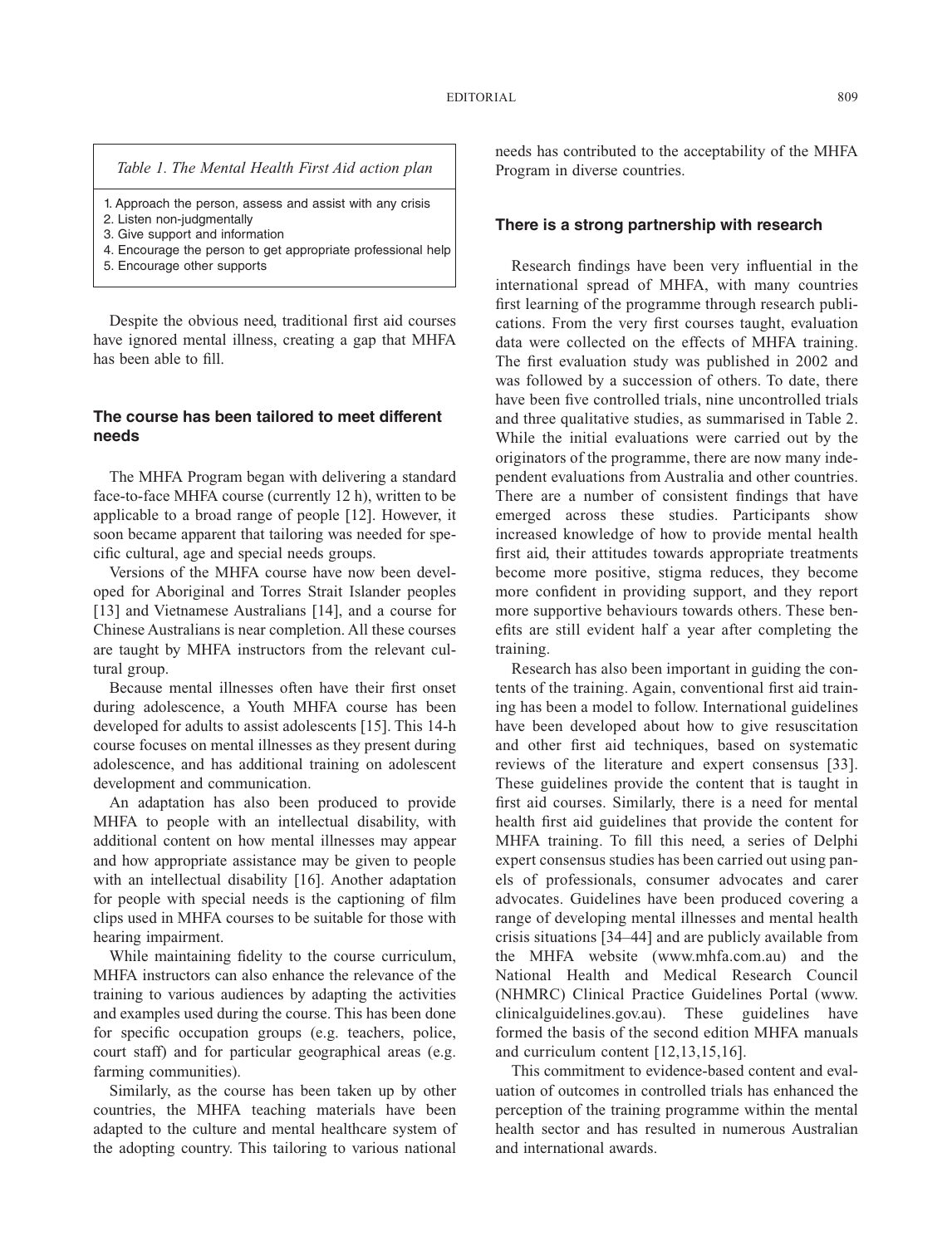*Table 1. The Mental Health First Aid action plan*

1. Approach the person, assess and assist with any crisis
2. Listen non-judgmentally
3. Give support and information
4. Encourage the person to get appropriate professional help
5. Encourage other supports

Despite the obvious need, traditional first aid courses have ignored mental illness, creating a gap that MHFA has been able to fill.

### The course has been tailored to meet different needs

The MHFA Program began with delivering a standard face-to-face MHFA course (currently 12 h), written to be applicable to a broad range of people [12]. However, it soon became apparent that tailoring was needed for specific cultural, age and special needs groups.

Versions of the MHFA course have now been developed for Aboriginal and Torres Strait Islander peoples [13] and Vietnamese Australians [14], and a course for Chinese Australians is near completion. All these courses are taught by MHFA instructors from the relevant cultural group.

Because mental illnesses often have their first onset during adolescence, a Youth MHFA course has been developed for adults to assist adolescents [15]. This 14-h course focuses on mental illnesses as they present during adolescence, and has additional training on adolescent development and communication.

An adaptation has also been produced to provide MHFA to people with an intellectual disability, with additional content on how mental illnesses may appear and how appropriate assistance may be given to people with an intellectual disability [16]. Another adaptation for people with special needs is the captioning of film clips used in MHFA courses to be suitable for those with hearing impairment.

While maintaining fidelity to the course curriculum, MHFA instructors can also enhance the relevance of the training to various audiences by adapting the activities and examples used during the course. This has been done for specific occupation groups (e.g. teachers, police, court staff) and for particular geographical areas (e.g. farming communities).

Similarly, as the course has been taken up by other countries, the MHFA teaching materials have been adapted to the culture and mental healthcare system of the adopting country. This tailoring to various national needs has contributed to the acceptability of the MHFA Program in diverse countries.

### There is a strong partnership with research

Research findings have been very influential in the international spread of MHFA, with many countries first learning of the programme through research publications. From the very first courses taught, evaluation data were collected on the effects of MHFA training. The first evaluation study was published in 2002 and was followed by a succession of others. To date, there have been five controlled trials, nine uncontrolled trials and three qualitative studies, as summarised in Table 2. While the initial evaluations were carried out by the originators of the programme, there are now many independent evaluations from Australia and other countries. There are a number of consistent findings that have emerged across these studies. Participants show increased knowledge of how to provide mental health first aid, their attitudes towards appropriate treatments become more positive, stigma reduces, they become more confident in providing support, and they report more supportive behaviours towards others. These benefits are still evident half a year after completing the training.

Research has also been important in guiding the contents of the training. Again, conventional first aid training has been a model to follow. International guidelines have been developed about how to give resuscitation and other first aid techniques, based on systematic reviews of the literature and expert consensus [33]. These guidelines provide the content that is taught in first aid courses. Similarly, there is a need for mental health first aid guidelines that provide the content for MHFA training. To fill this need, a series of Delphi expert consensus studies has been carried out using panels of professionals, consumer advocates and carer advocates. Guidelines have been produced covering a range of developing mental illnesses and mental health crisis situations [34–44] and are publicly available from the MHFA website (www.mhfa.com.au) and the National Health and Medical Research Council (NHMRC) Clinical Practice Guidelines Portal (www.clinicalguidelines.gov.au). These guidelines have formed the basis of the second edition MHFA manuals and curriculum content [12,13,15,16].

This commitment to evidence-based content and evaluation of outcomes in controlled trials has enhanced the perception of the training programme within the mental health sector and has resulted in numerous Australian and international awards.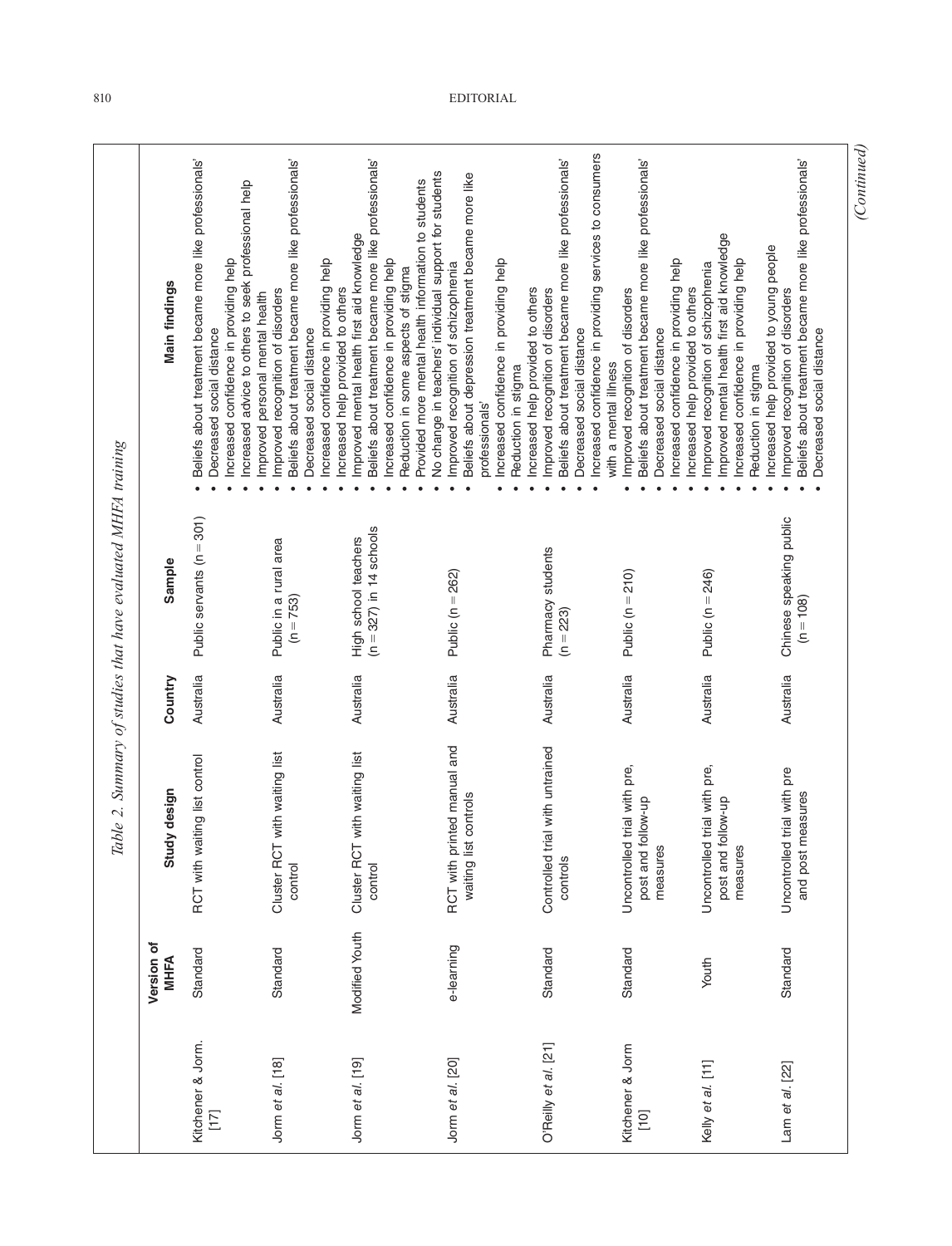Table 2. Summary of studies that have evaluated MHFA training

| | Version of MHFA | Study design | Country | Sample | Main findings |
|---|---|---|---|---|---|
| Kitchener & Jorm. [17] | Standard | RCT with waiting list control | Australia | Public servants (n = 301) | • Beliefs about treatment became more like professionals'<br>• Decreased social distance<br>• Increased confidence in providing help<br>• Increased advice to others to seek professional help<br>• Improved personal mental health |
| Jorm *et al.* [18] | Standard | Cluster RCT with waiting list control | Australia | Public in a rural area (n = 753) | • Improved recognition of disorders<br>• Beliefs about treatment became more like professionals'<br>• Decreased social distance<br>• Increased confidence in providing help<br>• Increased help provided to others |
| Jorm *et al.* [19] | Modified Youth | Cluster RCT with waiting list control | Australia | High school teachers (n = 327) in 14 schools | • Improved mental health first aid knowledge<br>• Beliefs about treatment became more like professionals'<br>• Increased confidence in providing help<br>• Reduction in some aspects of stigma<br>• Provided more mental health information to students<br>• No change in teachers' individual support for students |
| Jorm *et al.* [20] | e-learning | RCT with printed manual and waiting list controls | Australia | Public (n = 262) | • Improved recognition of schizophrenia<br>• Beliefs about depression treatment became more like professionals'<br>• Increased confidence in providing help<br>• Reduction in stigma<br>• Increased help provided to others |
| O'Reilly *et al.* [21] | Standard | Controlled trial with untrained controls | Australia | Pharmacy students (n = 223) | • Improved recognition of disorders<br>• Beliefs about treatment became more like professionals'<br>• Decreased social distance<br>• Increased confidence in providing services to consumers with a mental illness |
| Kitchener & Jorm [10] | Standard | Uncontrolled trial with pre, post and follow-up measures | Australia | Public (n = 210) | • Improved recognition of disorders<br>• Beliefs about treatment became more like professionals'<br>• Decreased social distance<br>• Increased confidence in providing help<br>• Increased help provided to others |
| Kelly *et al.* [11] | Youth | Uncontrolled trial with pre, post and follow-up measures | Australia | Public (n = 246) | • Improved recognition of schizophrenia<br>• Improved mental health first aid knowledge<br>• Increased confidence in providing help<br>• Reduction in stigma<br>• Increased help provided to young people |
| Lam *et al.* [22] | Standard | Uncontrolled trial with pre and post measures | Australia | Chinese speaking public (n = 108) | • Improved recognition of disorders<br>• Beliefs about treatment became more like professionals'<br>• Decreased social distance |

*(Continued)*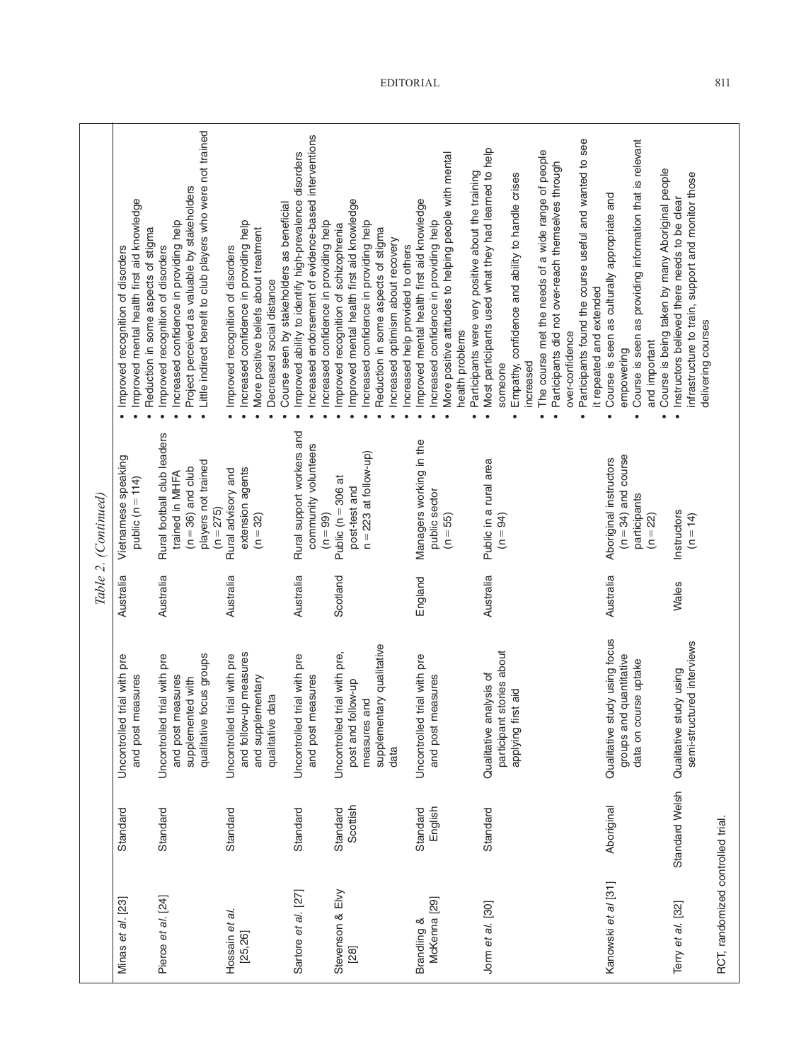*Table 2. (Continued)*

| | | | | | |
|---|---|---|---|---|---|
| Minas *et al.* [23] | Standard | Uncontrolled trial with pre and post measures | Australia | Vietnamese speaking public (n = 114) | • Improved recognition of disorders<br>• Improved mental health first aid knowledge<br>• Reduction in some aspects of stigma |
| Pierce *et al.* [24] | Standard | Uncontrolled trial with pre and post measures supplemented with qualitative focus groups | Australia | Rural football club leaders trained in MHFA (n = 36) and club players not trained (n = 275) | • Improved recognition of disorders<br>• Increased confidence in providing help<br>• Project perceived as valuable by stakeholders<br>• Little indirect benefit to club players who were not trained |
| Hossain *et al.* [25,26] | Standard | Uncontrolled trial with pre and follow-up measures and supplementary qualitative data | Australia | Rural advisory and extension agents (n = 32) | • Improved recognition of disorders<br>• Increased confidence in providing help<br>• More positive beliefs about treatment<br>• Decreased social distance<br>• Course seen by stakeholders as beneficial |
| Sartore *et al.* [27] | Standard | Uncontrolled trial with pre and post measures | Australia | Rural support workers and community volunteers (n = 99) | • Improved ability to identify high-prevalence disorders<br>• Increased endorsement of evidence-based interventions<br>• Increased confidence in providing help |
| Stevenson & Elvy [28] | Standard Scottish | Uncontrolled trial with pre, post and follow-up measures and supplementary qualitative data | Scotland | Public (n = 306 at post-test and n = 223 at follow-up) | • Improved recognition of schizophrenia<br>• Improved mental health first aid knowledge<br>• Increased confidence in providing help<br>• Reduction in some aspects of stigma<br>• Increased optimism about recovery<br>• Increased help provided to others |
| Brandling & McKenna [29] | Standard English | Uncontrolled trial with pre and post measures | England | Managers working in the public sector (n = 55) | • Improved mental health first aid knowledge<br>• Increased confidence in providing help<br>• More positive attitudes to helping people with mental health problems |
| Jorm *et al.* [30] | Standard | Qualitative analysis of participant stories about applying first aid | Australia | Public in a rural area (n = 94) | • Participants were very positive about the training<br>• Most participants used what they had learned to help someone<br>• Empathy, confidence and ability to handle crises increased<br>• The course met the needs of a wide range of people<br>• Participants did not over-reach themselves through over-confidence<br>• Participants found the course useful and wanted to see it repeated and extended |
| Kanowski *et al* [31] | Aboriginal | Qualitative study using focus groups and quantitative data on course uptake | Australia | Aboriginal instructors (n = 34) and course participants (n = 22) | • Course is seen as culturally appropriate and empowering<br>• Course is seen as providing information that is relevant and important<br>• Course is being taken by many Aboriginal people |
| Terry *et al.* [32] | Standard Welsh | Qualitative study using semi-structured interviews | Wales | Instructors (n = 14) | • Instructors believed there needs to be clear infrastructure to train, support and monitor those delivering courses |

RCT, randomized controlled trial.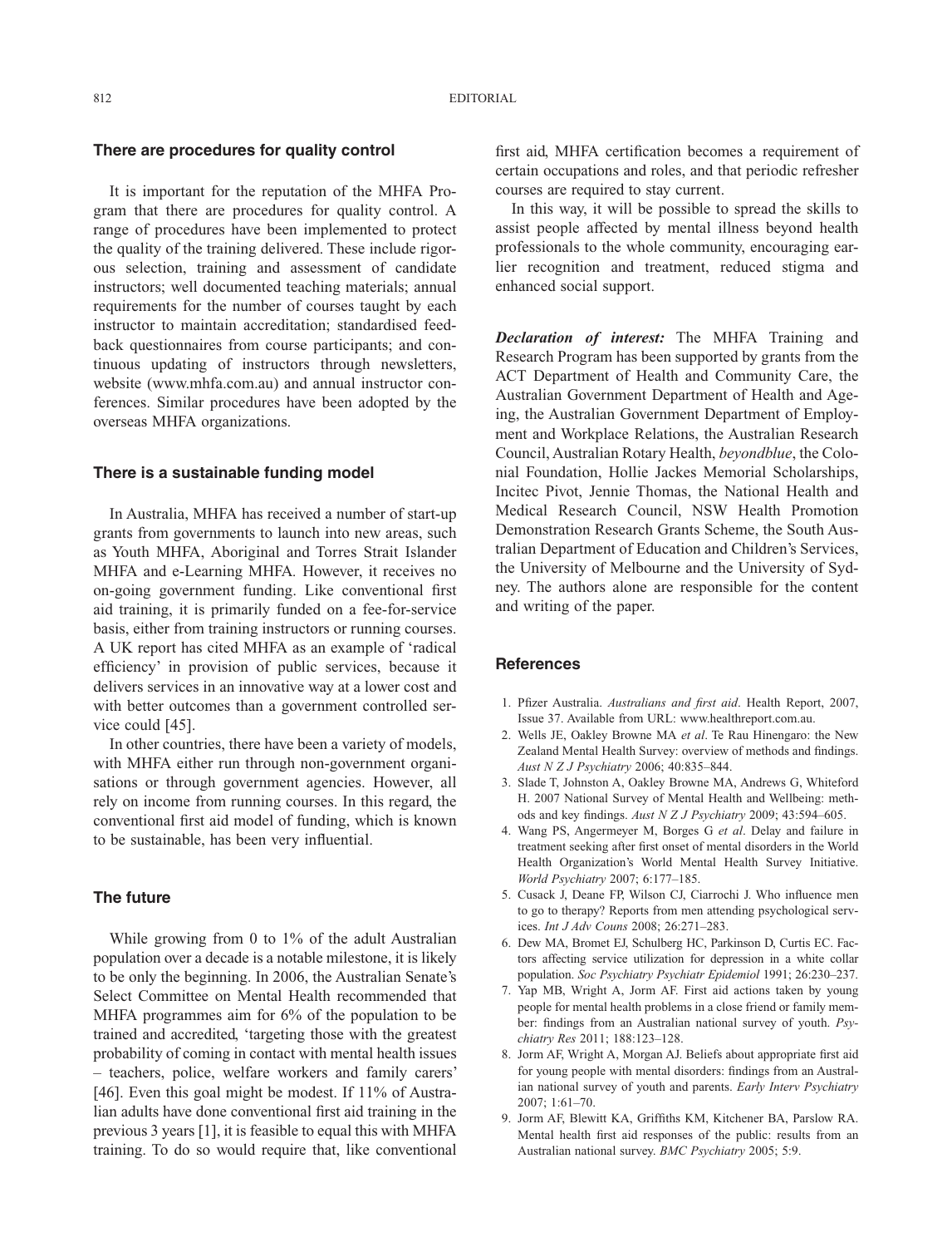## There are procedures for quality control

It is important for the reputation of the MHFA Program that there are procedures for quality control. A range of procedures have been implemented to protect the quality of the training delivered. These include rigorous selection, training and assessment of candidate instructors; well documented teaching materials; annual requirements for the number of courses taught by each instructor to maintain accreditation; standardised feedback questionnaires from course participants; and continuous updating of instructors through newsletters, website (www.mhfa.com.au) and annual instructor conferences. Similar procedures have been adopted by the overseas MHFA organizations.

## There is a sustainable funding model

In Australia, MHFA has received a number of start-up grants from governments to launch into new areas, such as Youth MHFA, Aboriginal and Torres Strait Islander MHFA and e-Learning MHFA. However, it receives no on-going government funding. Like conventional first aid training, it is primarily funded on a fee-for-service basis, either from training instructors or running courses. A UK report has cited MHFA as an example of 'radical efficiency' in provision of public services, because it delivers services in an innovative way at a lower cost and with better outcomes than a government controlled service could [45].

In other countries, there have been a variety of models, with MHFA either run through non-government organisations or through government agencies. However, all rely on income from running courses. In this regard, the conventional first aid model of funding, which is known to be sustainable, has been very influential.

## The future

While growing from 0 to 1% of the adult Australian population over a decade is a notable milestone, it is likely to be only the beginning. In 2006, the Australian Senate's Select Committee on Mental Health recommended that MHFA programmes aim for 6% of the population to be trained and accredited, 'targeting those with the greatest probability of coming in contact with mental health issues – teachers, police, welfare workers and family carers' [46]. Even this goal might be modest. If 11% of Australian adults have done conventional first aid training in the previous 3 years [1], it is feasible to equal this with MHFA training. To do so would require that, like conventional first aid, MHFA certification becomes a requirement of certain occupations and roles, and that periodic refresher courses are required to stay current.

In this way, it will be possible to spread the skills to assist people affected by mental illness beyond health professionals to the whole community, encouraging earlier recognition and treatment, reduced stigma and enhanced social support.

***Declaration of interest:*** The MHFA Training and Research Program has been supported by grants from the ACT Department of Health and Community Care, the Australian Government Department of Health and Ageing, the Australian Government Department of Employment and Workplace Relations, the Australian Research Council, Australian Rotary Health, *beyondblue*, the Colonial Foundation, Hollie Jackes Memorial Scholarships, Incitec Pivot, Jennie Thomas, the National Health and Medical Research Council, NSW Health Promotion Demonstration Research Grants Scheme, the South Australian Department of Education and Children's Services, the University of Melbourne and the University of Sydney. The authors alone are responsible for the content and writing of the paper.

## References

1. Pfizer Australia. *Australians and first aid*. Health Report, 2007, Issue 37. Available from URL: www.healthreport.com.au.
2. Wells JE, Oakley Browne MA *et al*. Te Rau Hinengaro: the New Zealand Mental Health Survey: overview of methods and findings. *Aust N Z J Psychiatry* 2006; 40:835–844.
3. Slade T, Johnston A, Oakley Browne MA, Andrews G, Whiteford H. 2007 National Survey of Mental Health and Wellbeing: methods and key findings. *Aust N Z J Psychiatry* 2009; 43:594–605.
4. Wang PS, Angermeyer M, Borges G *et al*. Delay and failure in treatment seeking after first onset of mental disorders in the World Health Organization's World Mental Health Survey Initiative. *World Psychiatry* 2007; 6:177–185.
5. Cusack J, Deane FP, Wilson CJ, Ciarrochi J. Who influence men to go to therapy? Reports from men attending psychological services. *Int J Adv Couns* 2008; 26:271–283.
6. Dew MA, Bromet EJ, Schulberg HC, Parkinson D, Curtis EC. Factors affecting service utilization for depression in a white collar population. *Soc Psychiatry Psychiatr Epidemiol* 1991; 26:230–237.
7. Yap MB, Wright A, Jorm AF. First aid actions taken by young people for mental health problems in a close friend or family member: findings from an Australian national survey of youth. *Psychiatry Res* 2011; 188:123–128.
8. Jorm AF, Wright A, Morgan AJ. Beliefs about appropriate first aid for young people with mental disorders: findings from an Australian national survey of youth and parents. *Early Interv Psychiatry* 2007; 1:61–70.
9. Jorm AF, Blewitt KA, Griffiths KM, Kitchener BA, Parslow RA. Mental health first aid responses of the public: results from an Australian national survey. *BMC Psychiatry* 2005; 5:9.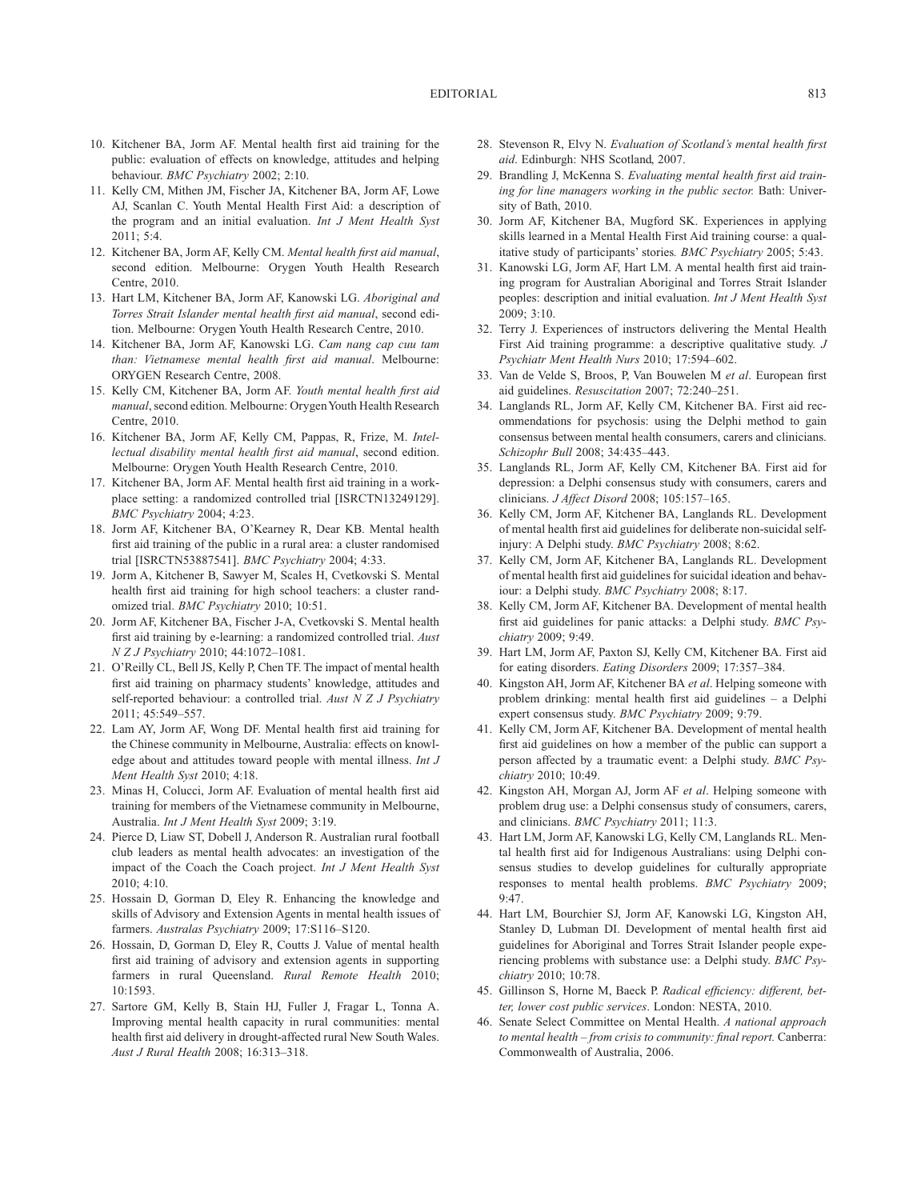10. Kitchener BA, Jorm AF. Mental health first aid training for the public: evaluation of effects on knowledge, attitudes and helping behaviour. *BMC Psychiatry* 2002; 2:10.
11. Kelly CM, Mithen JM, Fischer JA, Kitchener BA, Jorm AF, Lowe AJ, Scanlan C. Youth Mental Health First Aid: a description of the program and an initial evaluation. *Int J Ment Health Syst* 2011; 5:4.
12. Kitchener BA, Jorm AF, Kelly CM. *Mental health first aid manual*, second edition. Melbourne: Orygen Youth Health Research Centre, 2010.
13. Hart LM, Kitchener BA, Jorm AF, Kanowski LG. *Aboriginal and Torres Strait Islander mental health first aid manual*, second edition. Melbourne: Orygen Youth Health Research Centre, 2010.
14. Kitchener BA, Jorm AF, Kanowski LG. *Cam nang cap cuu tam than: Vietnamese mental health first aid manual*. Melbourne: ORYGEN Research Centre, 2008.
15. Kelly CM, Kitchener BA, Jorm AF. *Youth mental health first aid manual*, second edition. Melbourne: Orygen Youth Health Research Centre, 2010.
16. Kitchener BA, Jorm AF, Kelly CM, Pappas, R, Frize, M. *Intellectual disability mental health first aid manual*, second edition. Melbourne: Orygen Youth Health Research Centre, 2010.
17. Kitchener BA, Jorm AF. Mental health first aid training in a workplace setting: a randomized controlled trial [ISRCTN13249129]. *BMC Psychiatry* 2004; 4:23.
18. Jorm AF, Kitchener BA, O'Kearney R, Dear KB. Mental health first aid training of the public in a rural area: a cluster randomised trial [ISRCTN53887541]. *BMC Psychiatry* 2004; 4:33.
19. Jorm A, Kitchener B, Sawyer M, Scales H, Cvetkovski S. Mental health first aid training for high school teachers: a cluster randomized trial. *BMC Psychiatry* 2010; 10:51.
20. Jorm AF, Kitchener BA, Fischer J-A, Cvetkovski S. Mental health first aid training by e-learning: a randomized controlled trial. *Aust N Z J Psychiatry* 2010; 44:1072–1081.
21. O'Reilly CL, Bell JS, Kelly P, Chen TF. The impact of mental health first aid training on pharmacy students' knowledge, attitudes and self-reported behaviour: a controlled trial. *Aust N Z J Psychiatry* 2011; 45:549–557.
22. Lam AY, Jorm AF, Wong DF. Mental health first aid training for the Chinese community in Melbourne, Australia: effects on knowledge about and attitudes toward people with mental illness. *Int J Ment Health Syst* 2010; 4:18.
23. Minas H, Colucci, Jorm AF. Evaluation of mental health first aid training for members of the Vietnamese community in Melbourne, Australia. *Int J Ment Health Syst* 2009; 3:19.
24. Pierce D, Liaw ST, Dobell J, Anderson R. Australian rural football club leaders as mental health advocates: an investigation of the impact of the Coach the Coach project. *Int J Ment Health Syst* 2010; 4:10.
25. Hossain D, Gorman D, Eley R. Enhancing the knowledge and skills of Advisory and Extension Agents in mental health issues of farmers. *Australas Psychiatry* 2009; 17:S116–S120.
26. Hossain, D, Gorman D, Eley R, Coutts J. Value of mental health first aid training of advisory and extension agents in supporting farmers in rural Queensland. *Rural Remote Health* 2010; 10:1593.
27. Sartore GM, Kelly B, Stain HJ, Fuller J, Fragar L, Tonna A. Improving mental health capacity in rural communities: mental health first aid delivery in drought-affected rural New South Wales. *Aust J Rural Health* 2008; 16:313–318.
28. Stevenson R, Elvy N. *Evaluation of Scotland's mental health first aid*. Edinburgh: NHS Scotland, 2007.
29. Brandling J, McKenna S. *Evaluating mental health first aid training for line managers working in the public sector.* Bath: University of Bath, 2010.
30. Jorm AF, Kitchener BA, Mugford SK. Experiences in applying skills learned in a Mental Health First Aid training course: a qualitative study of participants' stories. *BMC Psychiatry* 2005; 5:43.
31. Kanowski LG, Jorm AF, Hart LM. A mental health first aid training program for Australian Aboriginal and Torres Strait Islander peoples: description and initial evaluation. *Int J Ment Health Syst* 2009; 3:10.
32. Terry J. Experiences of instructors delivering the Mental Health First Aid training programme: a descriptive qualitative study. *J Psychiatr Ment Health Nurs* 2010; 17:594–602.
33. Van de Velde S, Broos, P, Van Bouwelen M *et al*. European first aid guidelines. *Resuscitation* 2007; 72:240–251.
34. Langlands RL, Jorm AF, Kelly CM, Kitchener BA. First aid recommendations for psychosis: using the Delphi method to gain consensus between mental health consumers, carers and clinicians. *Schizophr Bull* 2008; 34:435–443.
35. Langlands RL, Jorm AF, Kelly CM, Kitchener BA. First aid for depression: a Delphi consensus study with consumers, carers and clinicians. *J Affect Disord* 2008; 105:157–165.
36. Kelly CM, Jorm AF, Kitchener BA, Langlands RL. Development of mental health first aid guidelines for deliberate non-suicidal self-injury: A Delphi study. *BMC Psychiatry* 2008; 8:62.
37. Kelly CM, Jorm AF, Kitchener BA, Langlands RL. Development of mental health first aid guidelines for suicidal ideation and behaviour: a Delphi study. *BMC Psychiatry* 2008; 8:17.
38. Kelly CM, Jorm AF, Kitchener BA. Development of mental health first aid guidelines for panic attacks: a Delphi study. *BMC Psychiatry* 2009; 9:49.
39. Hart LM, Jorm AF, Paxton SJ, Kelly CM, Kitchener BA. First aid for eating disorders. *Eating Disorders* 2009; 17:357–384.
40. Kingston AH, Jorm AF, Kitchener BA *et al*. Helping someone with problem drinking: mental health first aid guidelines – a Delphi expert consensus study. *BMC Psychiatry* 2009; 9:79.
41. Kelly CM, Jorm AF, Kitchener BA. Development of mental health first aid guidelines on how a member of the public can support a person affected by a traumatic event: a Delphi study. *BMC Psychiatry* 2010; 10:49.
42. Kingston AH, Morgan AJ, Jorm AF *et al*. Helping someone with problem drug use: a Delphi consensus study of consumers, carers, and clinicians. *BMC Psychiatry* 2011; 11:3.
43. Hart LM, Jorm AF, Kanowski LG, Kelly CM, Langlands RL. Mental health first aid for Indigenous Australians: using Delphi consensus studies to develop guidelines for culturally appropriate responses to mental health problems. *BMC Psychiatry* 2009; 9:47.
44. Hart LM, Bourchier SJ, Jorm AF, Kanowski LG, Kingston AH, Stanley D, Lubman DI. Development of mental health first aid guidelines for Aboriginal and Torres Strait Islander people experiencing problems with substance use: a Delphi study. *BMC Psychiatry* 2010; 10:78.
45. Gillinson S, Horne M, Baeck P. *Radical efficiency: different, better, lower cost public services*. London: NESTA, 2010.
46. Senate Select Committee on Mental Health. *A national approach to mental health – from crisis to community: final report.* Canberra: Commonwealth of Australia, 2006.